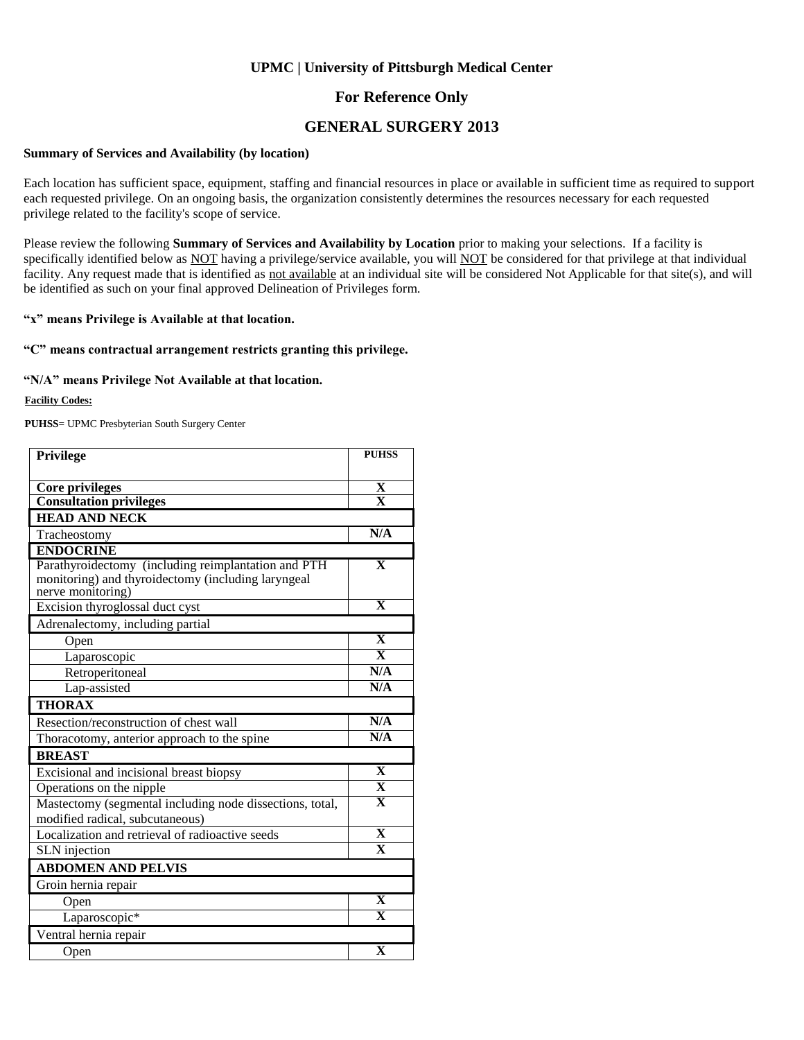## UPMC | University of Pittsburgh Medical Center

## For Reference Only

# GENERAL SURGERY 2013

**Summary of Services and Availability (by location)**

Each location has sufficient space, equipment, staffing and financial resources in place or available in sufficient time as required to support each requested privilege. On an ongoing basis, the organization consistently determines the resources necessary for each requested privilege related to the facility's scope of service.

Please review the following **Summary of Services and Availability by Location** prior to making your selections. If a facility is specifically identified below as NOT having a privilege/service available, you will NOT be considered for that privilege at that individual facility. Any request made that is identified as not available at an individual site will be considered Not Applicable for that site(s), and will be identified as such on your final approved Delineation of Privileges form.

**"x" means Privilege is Available at that location.**

**"C" means contractual arrangement restricts granting this privilege.**

**"N/A" means Privilege Not Available at that location.**

**Facility Codes:**

**PUHSS**= UPMC Presbyterian South Surgery Center

| Privilege | PUHSS |
|---|---|
| **Core privileges** | X |
| **Consultation privileges** | X |
| **HEAD AND NECK** | |
| Tracheostomy | N/A |
| **ENDOCRINE** | |
| Parathyroidectomy (including reimplantation and PTH monitoring) and thyroidectomy (including laryngeal nerve monitoring) | X |
| Excision thyroglossal duct cyst | X |
| Adrenalectomy, including partial | |
| Open | X |
| Laparoscopic | X |
| Retroperitoneal | N/A |
| Lap-assisted | N/A |
| **THORAX** | |
| Resection/reconstruction of chest wall | N/A |
| Thoracotomy, anterior approach to the spine | N/A |
| **BREAST** | |
| Excisional and incisional breast biopsy | X |
| Operations on the nipple | X |
| Mastectomy (segmental including node dissections, total, modified radical, subcutaneous) | X |
| Localization and retrieval of radioactive seeds | X |
| SLN injection | X |
| **ABDOMEN AND PELVIS** | |
| Groin hernia repair | |
| Open | X |
| Laparoscopic* | X |
| Ventral hernia repair | |
| Open | X |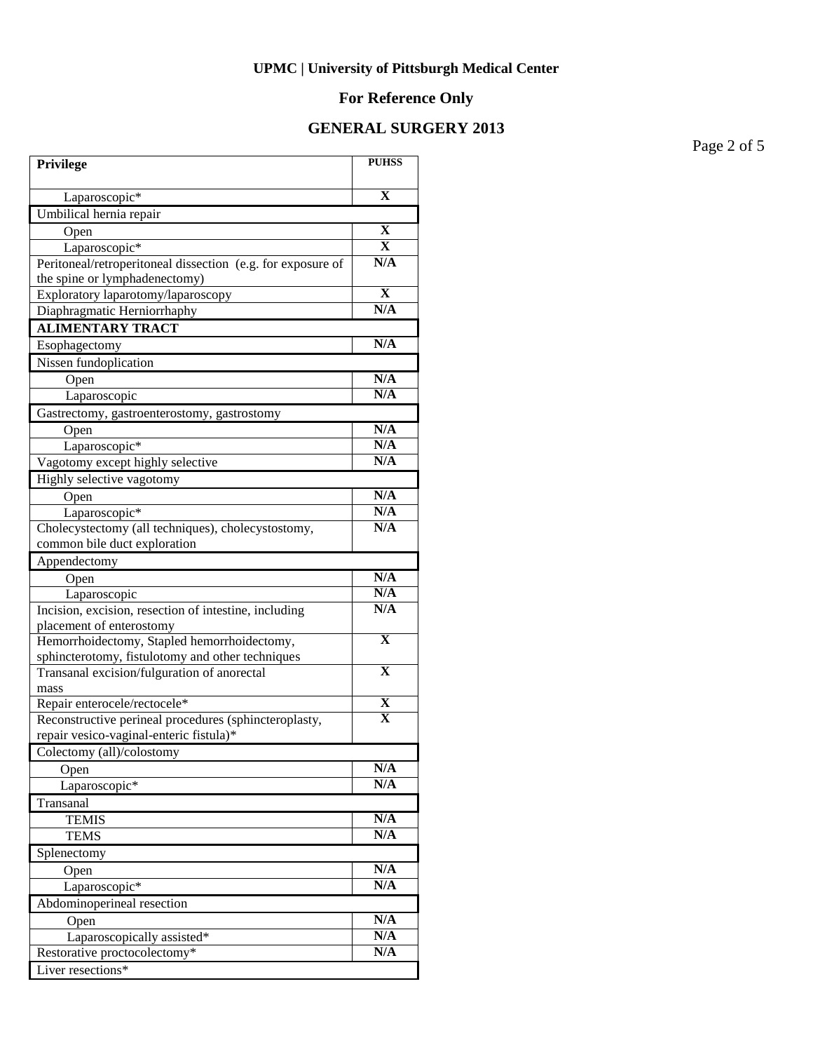**UPMC | University of Pittsburgh Medical Center**

**For Reference Only**

**GENERAL SURGERY 2013**

| Privilege | PUHSS |
|---|---|
| Laparoscopic* | X |
| Umbilical hernia repair | |
| Open | X |
| Laparoscopic* | X |
| Peritoneal/retroperitoneal dissection (e.g. for exposure of the spine or lymphadenectomy) | N/A |
| Exploratory laparotomy/laparoscopy | X |
| Diaphragmatic Herniorrhaphy | N/A |
| **ALIMENTARY TRACT** | |
| Esophagectomy | N/A |
| Nissen fundoplication | |
| Open | N/A |
| Laparoscopic | N/A |
| Gastrectomy, gastroenterostomy, gastrostomy | |
| Open | N/A |
| Laparoscopic* | N/A |
| Vagotomy except highly selective | N/A |
| Highly selective vagotomy | |
| Open | N/A |
| Laparoscopic* | N/A |
| Cholecystectomy (all techniques), cholecystostomy, common bile duct exploration | N/A |
| Appendectomy | |
| Open | N/A |
| Laparoscopic | N/A |
| Incision, excision, resection of intestine, including placement of enterostomy | N/A |
| Hemorrhoidectomy, Stapled hemorrhoidectomy, sphincterotomy, fistulotomy and other techniques | X |
| Transanal excision/fulguration of anorectal mass | X |
| Repair enterocele/rectocele* | X |
| Reconstructive perineal procedures (sphincteroplasty, repair vesico-vaginal-enteric fistula)* | X |
| Colectomy (all)/colostomy | |
| Open | N/A |
| Laparoscopic* | N/A |
| Transanal | |
| TEMIS | N/A |
| TEMS | N/A |
| Splenectomy | |
| Open | N/A |
| Laparoscopic* | N/A |
| Abdominoperineal resection | |
| Open | N/A |
| Laparoscopically assisted* | N/A |
| Restorative proctocolectomy* | N/A |
| Liver resections* | |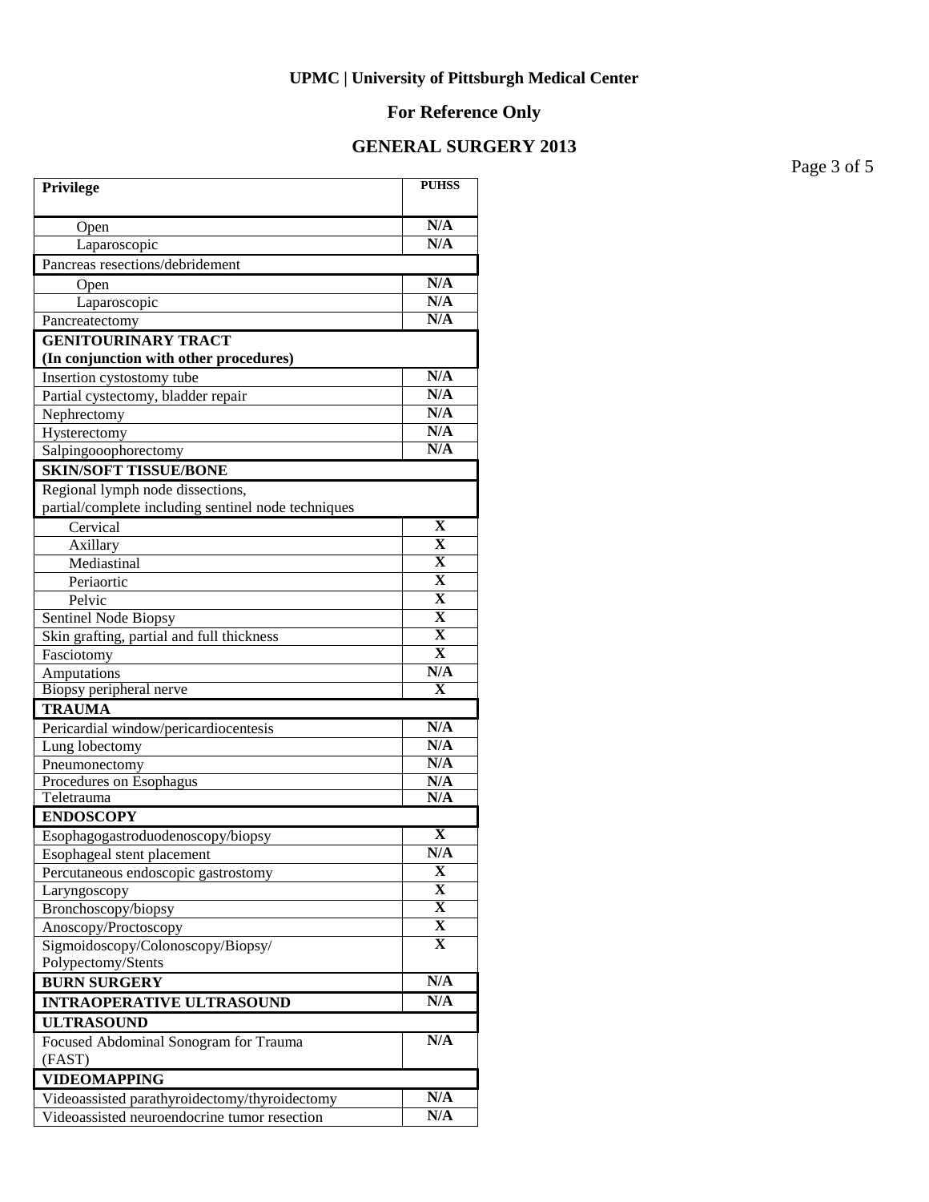**UPMC | University of Pittsburgh Medical Center**

**For Reference Only**

**GENERAL SURGERY 2013**

| Privilege | PUHSS |
|---|---|
| Open | N/A |
| Laparoscopic | N/A |
| Pancreas resections/debridement | |
| Open | N/A |
| Laparoscopic | N/A |
| Pancreatectomy | N/A |
| **GENITOURINARY TRACT (In conjunction with other procedures)** | |
| Insertion cystostomy tube | N/A |
| Partial cystectomy, bladder repair | N/A |
| Nephrectomy | N/A |
| Hysterectomy | N/A |
| Salpingooophorectomy | N/A |
| **SKIN/SOFT TISSUE/BONE** | |
| Regional lymph node dissections, partial/complete including sentinel node techniques | |
| Cervical | X |
| Axillary | X |
| Mediastinal | X |
| Periaortic | X |
| Pelvic | X |
| Sentinel Node Biopsy | X |
| Skin grafting, partial and full thickness | X |
| Fasciotomy | X |
| Amputations | N/A |
| Biopsy peripheral nerve | X |
| **TRAUMA** | |
| Pericardial window/pericardiocentesis | N/A |
| Lung lobectomy | N/A |
| Pneumonectomy | N/A |
| Procedures on Esophagus | N/A |
| Teletrauma | N/A |
| **ENDOSCOPY** | |
| Esophagogastroduodenoscopy/biopsy | X |
| Esophageal stent placement | N/A |
| Percutaneous endoscopic gastrostomy | X |
| Laryngoscopy | X |
| Bronchoscopy/biopsy | X |
| Anoscopy/Proctoscopy | X |
| Sigmoidoscopy/Colonoscopy/Biopsy/ Polypectomy/Stents | X |
| **BURN SURGERY** | N/A |
| **INTRAOPERATIVE ULTRASOUND** | N/A |
| **ULTRASOUND** | |
| Focused Abdominal Sonogram for Trauma (FAST) | N/A |
| **VIDEOMAPPING** | |
| Videoassisted parathyroidectomy/thyroidectomy | N/A |
| Videoassisted neuroendocrine tumor resection | N/A |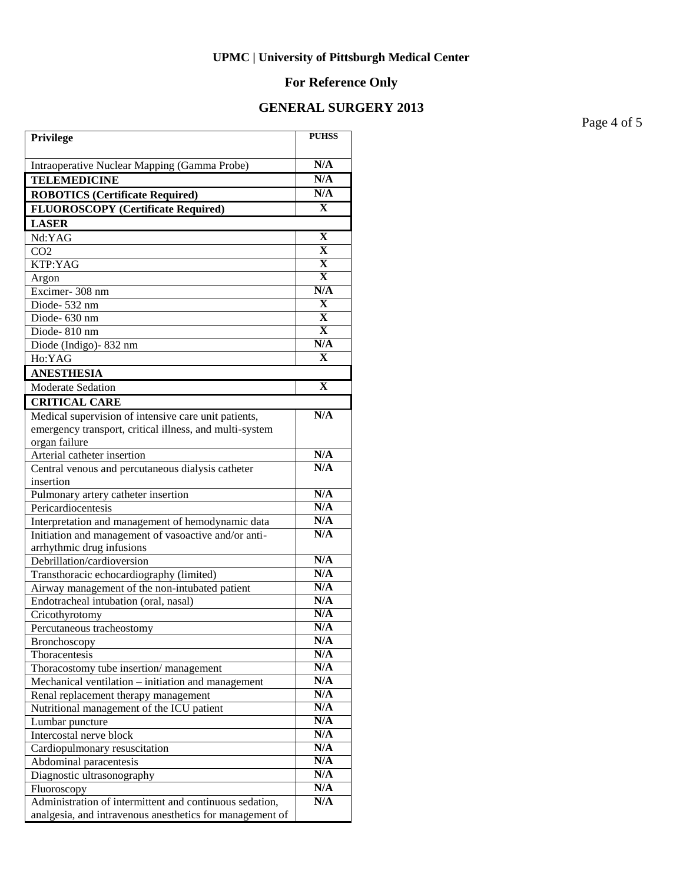**UPMC | University of Pittsburgh Medical Center**

**For Reference Only**

**GENERAL SURGERY 2013**

| Privilege | PUHSS |
|---|---|
| Intraoperative Nuclear Mapping (Gamma Probe) | N/A |
| **TELEMEDICINE** | N/A |
| **ROBOTICS (Certificate Required)** | N/A |
| **FLUOROSCOPY (Certificate Required)** | X |
| **LASER** | |
| Nd:YAG | X |
| CO2 | X |
| KTP:YAG | X |
| Argon | X |
| Excimer- 308 nm | N/A |
| Diode- 532 nm | X |
| Diode- 630 nm | X |
| Diode- 810 nm | X |
| Diode (Indigo)- 832 nm | N/A |
| Ho:YAG | X |
| **ANESTHESIA** | |
| Moderate Sedation | X |
| **CRITICAL CARE** | |
| Medical supervision of intensive care unit patients, emergency transport, critical illness, and multi-system organ failure | N/A |
| Arterial catheter insertion | N/A |
| Central venous and percutaneous dialysis catheter insertion | N/A |
| Pulmonary artery catheter insertion | N/A |
| Pericardiocentesis | N/A |
| Interpretation and management of hemodynamic data | N/A |
| Initiation and management of vasoactive and/or anti-arrhythmic drug infusions | N/A |
| Debrillation/cardioversion | N/A |
| Transthoracic echocardiography (limited) | N/A |
| Airway management of the non-intubated patient | N/A |
| Endotracheal intubation (oral, nasal) | N/A |
| Cricothyrotomy | N/A |
| Percutaneous tracheostomy | N/A |
| Bronchoscopy | N/A |
| Thoracentesis | N/A |
| Thoracostomy tube insertion/ management | N/A |
| Mechanical ventilation – initiation and management | N/A |
| Renal replacement therapy management | N/A |
| Nutritional management of the ICU patient | N/A |
| Lumbar puncture | N/A |
| Intercostal nerve block | N/A |
| Cardiopulmonary resuscitation | N/A |
| Abdominal paracentesis | N/A |
| Diagnostic ultrasonography | N/A |
| Fluoroscopy | N/A |
| Administration of intermittent and continuous sedation, analgesia, and intravenous anesthetics for management of | N/A |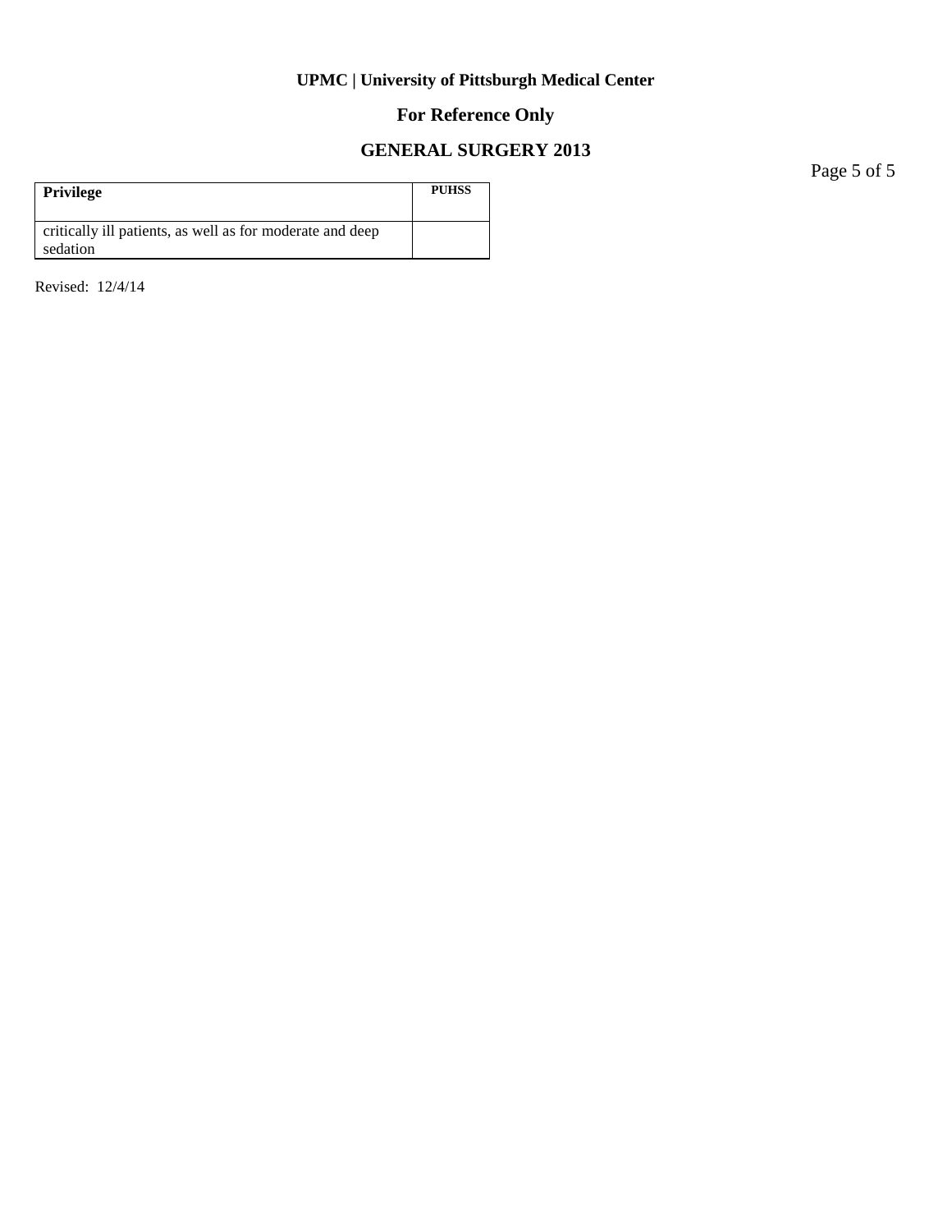| Privilege | PUHSS |
|---|---|
| critically ill patients, as well as for moderate and deep sedation | |

Revised: 12/4/14